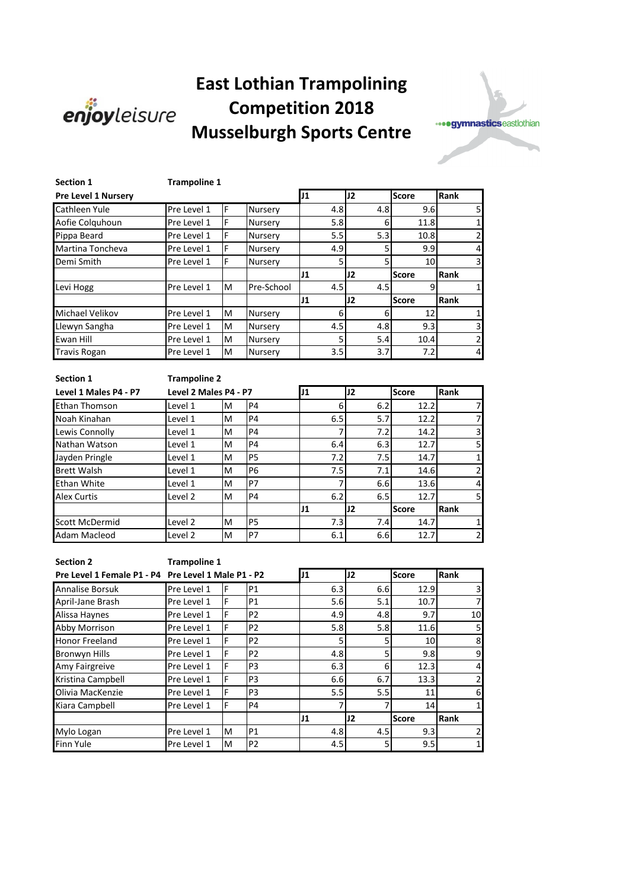# East Lothian Trampolining Competition 2018 Musselburgh Sports Centre

**Section 1** **Trampoline 1**

| **Pre Level 1 Nursery** | | | | **J1** | **J2** | **Score** | **Rank** |
|---|---|---|---|---|---|---|---|
| Cathleen Yule | Pre Level 1 | F | Nursery | 4.8 | 4.8 | 9.6 | 5 |
| Aofie Colquhoun | Pre Level 1 | F | Nursery | 5.8 | 6 | 11.8 | 1 |
| Pippa Beard | Pre Level 1 | F | Nursery | 5.5 | 5.3 | 10.8 | 2 |
| Martina Toncheva | Pre Level 1 | F | Nursery | 4.9 | 5 | 9.9 | 4 |
| Demi Smith | Pre Level 1 | F | Nursery | 5 | 5 | 10 | 3 |
| | | | | **J1** | **J2** | **Score** | **Rank** |
| Levi Hogg | Pre Level 1 | M | Pre-School | 4.5 | 4.5 | 9 | 1 |
| | | | | **J1** | **J2** | **Score** | **Rank** |
| Michael Velikov | Pre Level 1 | M | Nursery | 6 | 6 | 12 | 1 |
| Llewyn Sangha | Pre Level 1 | M | Nursery | 4.5 | 4.8 | 9.3 | 3 |
| Ewan Hill | Pre Level 1 | M | Nursery | 5 | 5.4 | 10.4 | 2 |
| Travis Rogan | Pre Level 1 | M | Nursery | 3.5 | 3.7 | 7.2 | 4 |

**Section 1** **Trampoline 2**

| **Level 1 Males P4 - P7** | **Level 2 Males P4 - P7** | | | **J1** | **J2** | **Score** | **Rank** |
|---|---|---|---|---|---|---|---|
| Ethan Thomson | Level 1 | M | P4 | 6 | 6.2 | 12.2 | 7 |
| Noah Kinahan | Level 1 | M | P4 | 6.5 | 5.7 | 12.2 | 7 |
| Lewis Connolly | Level 1 | M | P4 | 7 | 7.2 | 14.2 | 3 |
| Nathan Watson | Level 1 | M | P4 | 6.4 | 6.3 | 12.7 | 5 |
| Jayden Pringle | Level 1 | M | P5 | 7.2 | 7.5 | 14.7 | 1 |
| Brett Walsh | Level 1 | M | P6 | 7.5 | 7.1 | 14.6 | 2 |
| Ethan White | Level 1 | M | P7 | 7 | 6.6 | 13.6 | 4 |
| Alex Curtis | Level 2 | M | P4 | 6.2 | 6.5 | 12.7 | 5 |
| | | | | **J1** | **J2** | **Score** | **Rank** |
| Scott McDermid | Level 2 | M | P5 | 7.3 | 7.4 | 14.7 | 1 |
| Adam Macleod | Level 2 | M | P7 | 6.1 | 6.6 | 12.7 | 2 |

**Section 2** **Trampoline 1**

| **Pre Level 1 Female P1 - P4** | **Pre Level 1 Male P1 - P2** | | | **J1** | **J2** | **Score** | **Rank** |
|---|---|---|---|---|---|---|---|
| Annalise Borsuk | Pre Level 1 | F | P1 | 6.3 | 6.6 | 12.9 | 3 |
| April-Jane Brash | Pre Level 1 | F | P1 | 5.6 | 5.1 | 10.7 | 7 |
| Alissa Haynes | Pre Level 1 | F | P2 | 4.9 | 4.8 | 9.7 | 10 |
| Abby Morrison | Pre Level 1 | F | P2 | 5.8 | 5.8 | 11.6 | 5 |
| Honor Freeland | Pre Level 1 | F | P2 | 5 | 5 | 10 | 8 |
| Bronwyn Hills | Pre Level 1 | F | P2 | 4.8 | 5 | 9.8 | 9 |
| Amy Fairgreive | Pre Level 1 | F | P3 | 6.3 | 6 | 12.3 | 4 |
| Kristina Campbell | Pre Level 1 | F | P3 | 6.6 | 6.7 | 13.3 | 2 |
| Olivia MacKenzie | Pre Level 1 | F | P3 | 5.5 | 5.5 | 11 | 6 |
| Kiara Campbell | Pre Level 1 | F | P4 | 7 | 7 | 14 | 1 |
| | | | | **J1** | **J2** | **Score** | **Rank** |
| Mylo Logan | Pre Level 1 | M | P1 | 4.8 | 4.5 | 9.3 | 2 |
| Finn Yule | Pre Level 1 | M | P2 | 4.5 | 5 | 9.5 | 1 |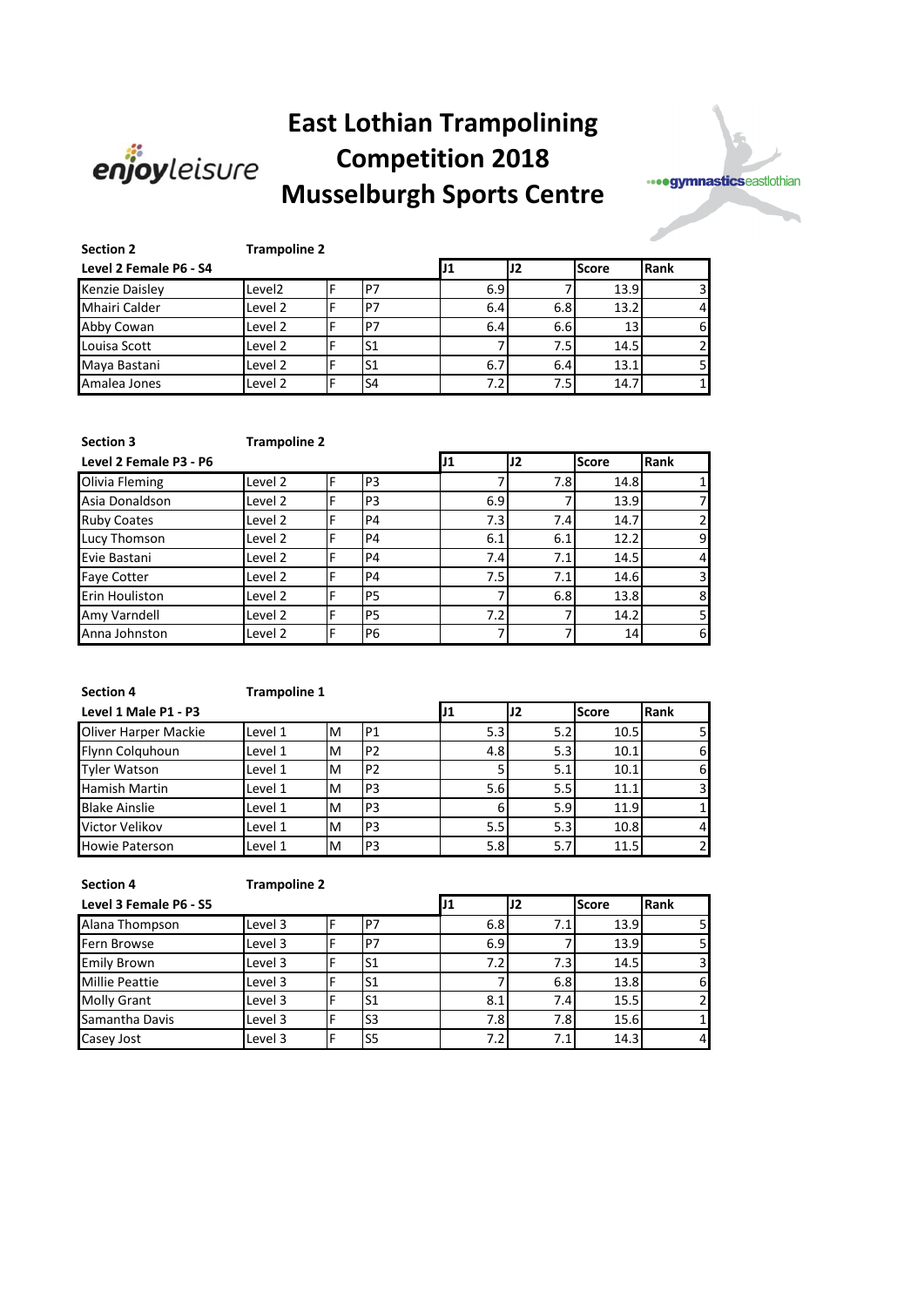# East Lothian Trampolining Competition 2018 Musselburgh Sports Centre

**Section 2** **Trampoline 2**

| Level 2 Female P6 - S4 | | | | J1 | J2 | Score | Rank |
|---|---|---|---|---|---|---|---|
| Kenzie Daisley | Level2 | F | P7 | 6.9 | 7 | 13.9 | 3 |
| Mhairi Calder | Level 2 | F | P7 | 6.4 | 6.8 | 13.2 | 4 |
| Abby Cowan | Level 2 | F | P7 | 6.4 | 6.6 | 13 | 6 |
| Louisa Scott | Level 2 | F | S1 | 7 | 7.5 | 14.5 | 2 |
| Maya Bastani | Level 2 | F | S1 | 6.7 | 6.4 | 13.1 | 5 |
| Amalea Jones | Level 2 | F | S4 | 7.2 | 7.5 | 14.7 | 1 |

**Section 3** **Trampoline 2**

| Level 2 Female P3 - P6 | | | | J1 | J2 | Score | Rank |
|---|---|---|---|---|---|---|---|
| Olivia Fleming | Level 2 | F | P3 | 7 | 7.8 | 14.8 | 1 |
| Asia Donaldson | Level 2 | F | P3 | 6.9 | 7 | 13.9 | 7 |
| Ruby Coates | Level 2 | F | P4 | 7.3 | 7.4 | 14.7 | 2 |
| Lucy Thomson | Level 2 | F | P4 | 6.1 | 6.1 | 12.2 | 9 |
| Evie Bastani | Level 2 | F | P4 | 7.4 | 7.1 | 14.5 | 4 |
| Faye Cotter | Level 2 | F | P4 | 7.5 | 7.1 | 14.6 | 3 |
| Erin Houliston | Level 2 | F | P5 | 7 | 6.8 | 13.8 | 8 |
| Amy Varndell | Level 2 | F | P5 | 7.2 | 7 | 14.2 | 5 |
| Anna Johnston | Level 2 | F | P6 | 7 | 7 | 14 | 6 |

**Section 4** **Trampoline 1**

| Level 1 Male P1 - P3 | | | | J1 | J2 | Score | Rank |
|---|---|---|---|---|---|---|---|
| Oliver Harper Mackie | Level 1 | M | P1 | 5.3 | 5.2 | 10.5 | 5 |
| Flynn Colquhoun | Level 1 | M | P2 | 4.8 | 5.3 | 10.1 | 6 |
| Tyler Watson | Level 1 | M | P2 | 5 | 5.1 | 10.1 | 6 |
| Hamish Martin | Level 1 | M | P3 | 5.6 | 5.5 | 11.1 | 3 |
| Blake Ainslie | Level 1 | M | P3 | 6 | 5.9 | 11.9 | 1 |
| Victor Velikov | Level 1 | M | P3 | 5.5 | 5.3 | 10.8 | 4 |
| Howie Paterson | Level 1 | M | P3 | 5.8 | 5.7 | 11.5 | 2 |

**Section 4** **Trampoline 2**

| Level 3 Female P6 - S5 | | | | J1 | J2 | Score | Rank |
|---|---|---|---|---|---|---|---|
| Alana Thompson | Level 3 | F | P7 | 6.8 | 7.1 | 13.9 | 5 |
| Fern Browse | Level 3 | F | P7 | 6.9 | 7 | 13.9 | 5 |
| Emily Brown | Level 3 | F | S1 | 7.2 | 7.3 | 14.5 | 3 |
| Millie Peattie | Level 3 | F | S1 | 7 | 6.8 | 13.8 | 6 |
| Molly Grant | Level 3 | F | S1 | 8.1 | 7.4 | 15.5 | 2 |
| Samantha Davis | Level 3 | F | S3 | 7.8 | 7.8 | 15.6 | 1 |
| Casey Jost | Level 3 | F | S5 | 7.2 | 7.1 | 14.3 | 4 |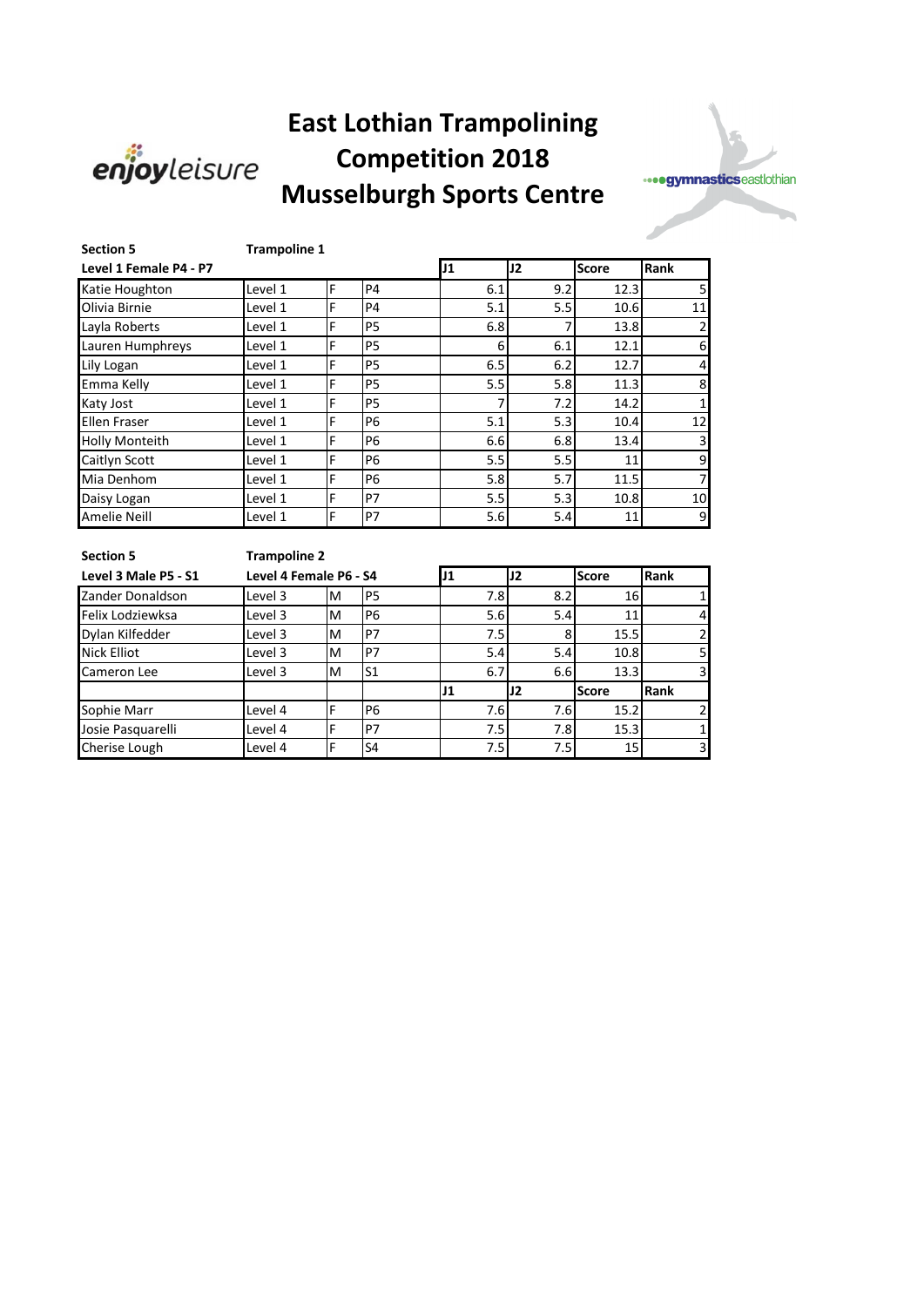# East Lothian Trampolining Competition 2018 Musselburgh Sports Centre

enjoyleisure

gymnasticseastlothian

**Section 5** **Trampoline 1**

| Level 1 Female P4 - P7 | | | | J1 | J2 | Score | Rank |
|---|---|---|---|---|---|---|---|
| Katie Houghton | Level 1 | F | P4 | 6.1 | 9.2 | 12.3 | 5 |
| Olivia Birnie | Level 1 | F | P4 | 5.1 | 5.5 | 10.6 | 11 |
| Layla Roberts | Level 1 | F | P5 | 6.8 | 7 | 13.8 | 2 |
| Lauren Humphreys | Level 1 | F | P5 | 6 | 6.1 | 12.1 | 6 |
| Lily Logan | Level 1 | F | P5 | 6.5 | 6.2 | 12.7 | 4 |
| Emma Kelly | Level 1 | F | P5 | 5.5 | 5.8 | 11.3 | 8 |
| Katy Jost | Level 1 | F | P5 | 7 | 7.2 | 14.2 | 1 |
| Ellen Fraser | Level 1 | F | P6 | 5.1 | 5.3 | 10.4 | 12 |
| Holly Monteith | Level 1 | F | P6 | 6.6 | 6.8 | 13.4 | 3 |
| Caitlyn Scott | Level 1 | F | P6 | 5.5 | 5.5 | 11 | 9 |
| Mia Denhom | Level 1 | F | P6 | 5.8 | 5.7 | 11.5 | 7 |
| Daisy Logan | Level 1 | F | P7 | 5.5 | 5.3 | 10.8 | 10 |
| Amelie Neill | Level 1 | F | P7 | 5.6 | 5.4 | 11 | 9 |

**Section 5** **Trampoline 2**

| Level 3 Male P5 - S1 | Level 4 Female P6 - S4 | | | J1 | J2 | Score | Rank |
|---|---|---|---|---|---|---|---|
| Zander Donaldson | Level 3 | M | P5 | 7.8 | 8.2 | 16 | 1 |
| Felix Lodziewksa | Level 3 | M | P6 | 5.6 | 5.4 | 11 | 4 |
| Dylan Kilfedder | Level 3 | M | P7 | 7.5 | 8 | 15.5 | 2 |
| Nick Elliot | Level 3 | M | P7 | 5.4 | 5.4 | 10.8 | 5 |
| Cameron Lee | Level 3 | M | S1 | 6.7 | 6.6 | 13.3 | 3 |
| | | | | J1 | J2 | Score | Rank |
| Sophie Marr | Level 4 | F | P6 | 7.6 | 7.6 | 15.2 | 2 |
| Josie Pasquarelli | Level 4 | F | P7 | 7.5 | 7.8 | 15.3 | 1 |
| Cherise Lough | Level 4 | F | S4 | 7.5 | 7.5 | 15 | 3 |